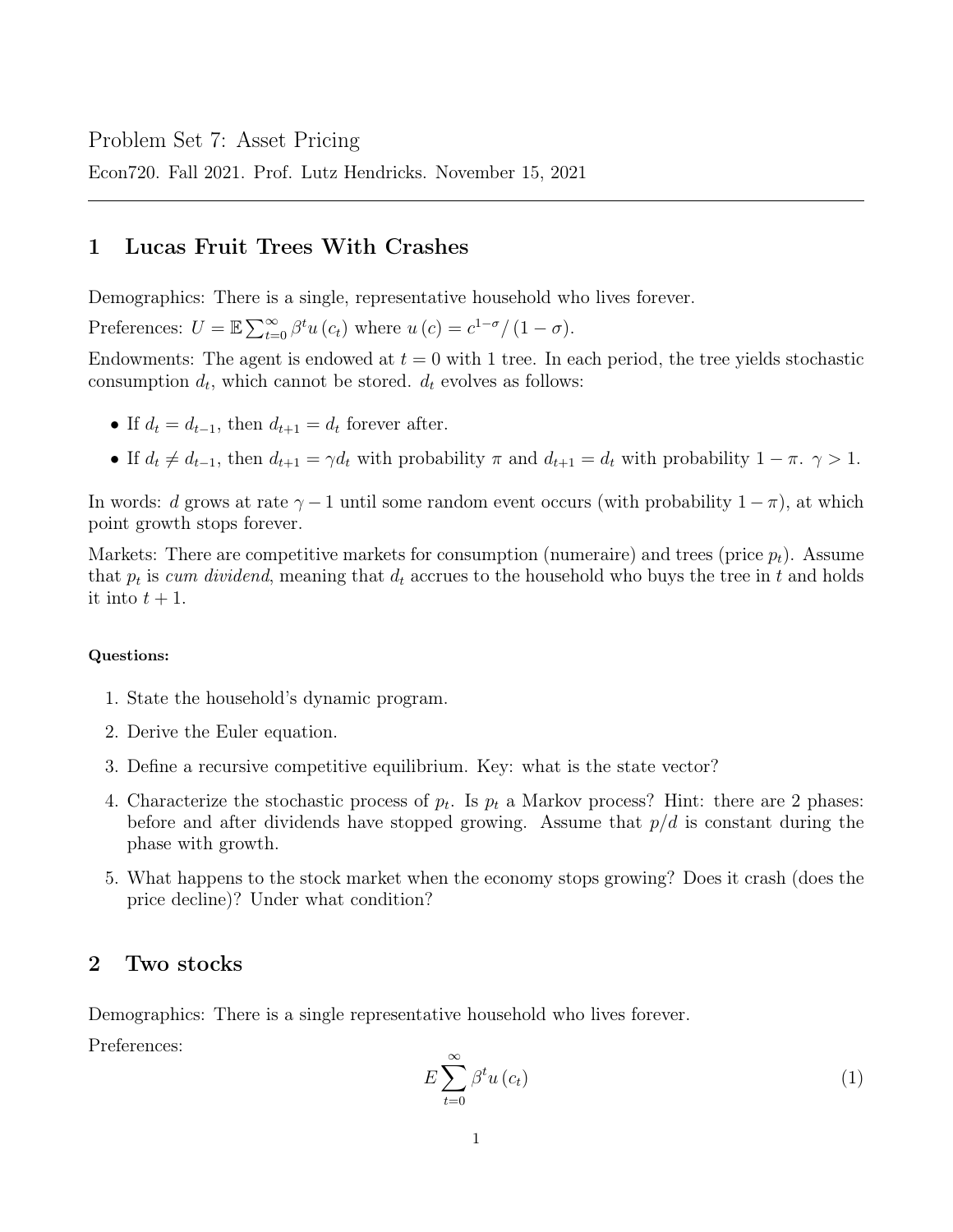Problem Set 7: Asset Pricing

Econ720. Fall 2021. Prof. Lutz Hendricks. November 15, 2021

## 1 Lucas Fruit Trees With Crashes

Demographics: There is a single, representative household who lives forever.

Preferences: $U = \mathbb{E} \sum_{t=0}^{\infty} \beta^t u(c_t)$ where $u(c) = c^{1-\sigma}/(1-\sigma)$.

Endowments: The agent is endowed at $t = 0$ with 1 tree. In each period, the tree yields stochastic consumption $d_t$, which cannot be stored. $d_t$ evolves as follows:

- If $d_t = d_{t-1}$, then $d_{t+1} = d_t$ forever after.
- If $d_t \neq d_{t-1}$, then $d_{t+1} = \gamma d_t$ with probability $\pi$ and $d_{t+1} = d_t$ with probability $1 - \pi$. $\gamma > 1$.

In words: $d$ grows at rate $\gamma - 1$ until some random event occurs (with probability $1 - \pi$), at which point growth stops forever.

Markets: There are competitive markets for consumption (numeraire) and trees (price $p_t$). Assume that $p_t$ is *cum dividend*, meaning that $d_t$ accrues to the household who buys the tree in $t$ and holds it into $t + 1$.

**Questions:**

1. State the household's dynamic program.
2. Derive the Euler equation.
3. Define a recursive competitive equilibrium. Key: what is the state vector?
4. Characterize the stochastic process of $p_t$. Is $p_t$ a Markov process? Hint: there are 2 phases: before and after dividends have stopped growing. Assume that $p/d$ is constant during the phase with growth.
5. What happens to the stock market when the economy stops growing? Does it crash (does the price decline)? Under what condition?

## 2 Two stocks

Demographics: There is a single representative household who lives forever.

Preferences:

$$E \sum_{t=0}^{\infty} \beta^t u(c_t) \tag{1}$$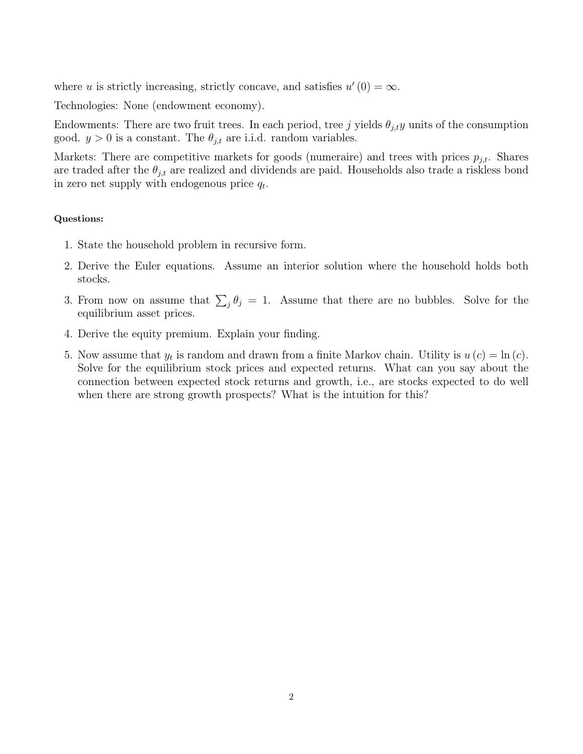where $u$ is strictly increasing, strictly concave, and satisfies $u'(0) = \infty$.

Technologies: None (endowment economy).

Endowments: There are two fruit trees. In each period, tree $j$ yields $\theta_{j,t} y$ units of the consumption good. $y > 0$ is a constant. The $\theta_{j,t}$ are i.i.d. random variables.

Markets: There are competitive markets for goods (numeraire) and trees with prices $p_{j,t}$. Shares are traded after the $\theta_{j,t}$ are realized and dividends are paid. Households also trade a riskless bond in zero net supply with endogenous price $q_t$.

**Questions:**

1. State the household problem in recursive form.
2. Derive the Euler equations. Assume an interior solution where the household holds both stocks.
3. From now on assume that $\sum_j \theta_j = 1$. Assume that there are no bubbles. Solve for the equilibrium asset prices.
4. Derive the equity premium. Explain your finding.
5. Now assume that $y_t$ is random and drawn from a finite Markov chain. Utility is $u(c) = \ln(c)$. Solve for the equilibrium stock prices and expected returns. What can you say about the connection between expected stock returns and growth, i.e., are stocks expected to do well when there are strong growth prospects? What is the intuition for this?